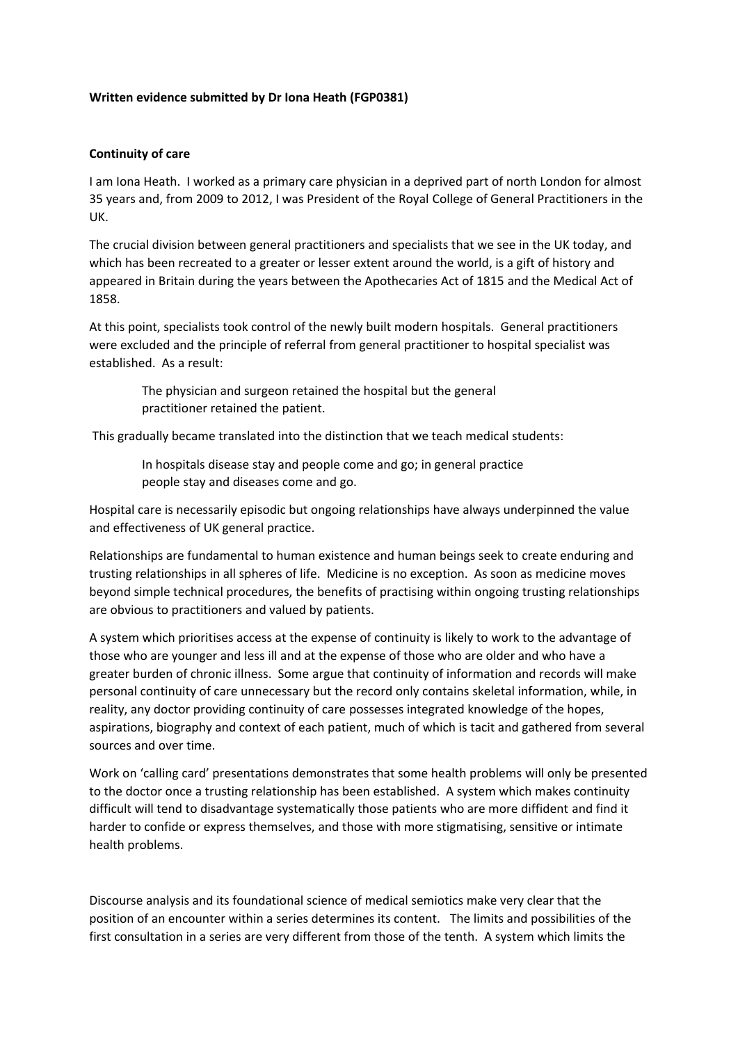**Written evidence submitted by Dr Iona Heath (FGP0381)**

**Continuity of care**

I am Iona Heath. I worked as a primary care physician in a deprived part of north London for almost 35 years and, from 2009 to 2012, I was President of the Royal College of General Practitioners in the UK.

The crucial division between general practitioners and specialists that we see in the UK today, and which has been recreated to a greater or lesser extent around the world, is a gift of history and appeared in Britain during the years between the Apothecaries Act of 1815 and the Medical Act of 1858.

At this point, specialists took control of the newly built modern hospitals. General practitioners were excluded and the principle of referral from general practitioner to hospital specialist was established. As a result:

> The physician and surgeon retained the hospital but the general practitioner retained the patient.

This gradually became translated into the distinction that we teach medical students:

> In hospitals disease stay and people come and go; in general practice people stay and diseases come and go.

Hospital care is necessarily episodic but ongoing relationships have always underpinned the value and effectiveness of UK general practice.

Relationships are fundamental to human existence and human beings seek to create enduring and trusting relationships in all spheres of life. Medicine is no exception. As soon as medicine moves beyond simple technical procedures, the benefits of practising within ongoing trusting relationships are obvious to practitioners and valued by patients.

A system which prioritises access at the expense of continuity is likely to work to the advantage of those who are younger and less ill and at the expense of those who are older and who have a greater burden of chronic illness. Some argue that continuity of information and records will make personal continuity of care unnecessary but the record only contains skeletal information, while, in reality, any doctor providing continuity of care possesses integrated knowledge of the hopes, aspirations, biography and context of each patient, much of which is tacit and gathered from several sources and over time.

Work on 'calling card' presentations demonstrates that some health problems will only be presented to the doctor once a trusting relationship has been established. A system which makes continuity difficult will tend to disadvantage systematically those patients who are more diffident and find it harder to confide or express themselves, and those with more stigmatising, sensitive or intimate health problems.

Discourse analysis and its foundational science of medical semiotics make very clear that the position of an encounter within a series determines its content. The limits and possibilities of the first consultation in a series are very different from those of the tenth. A system which limits the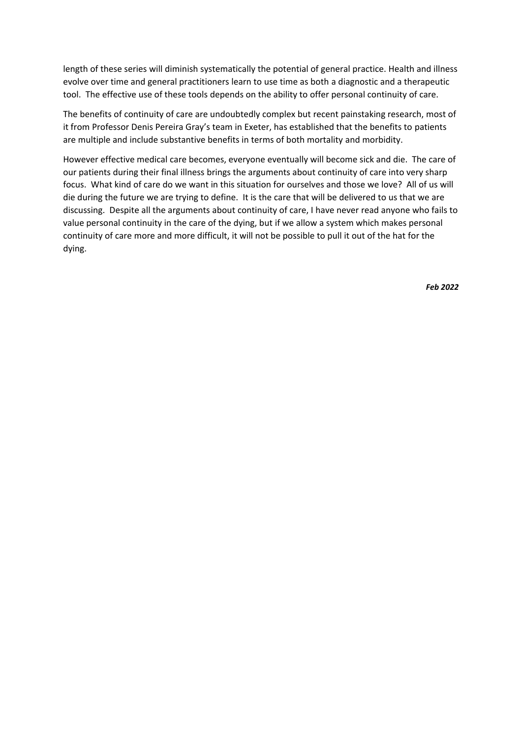length of these series will diminish systematically the potential of general practice. Health and illness evolve over time and general practitioners learn to use time as both a diagnostic and a therapeutic tool. The effective use of these tools depends on the ability to offer personal continuity of care.

The benefits of continuity of care are undoubtedly complex but recent painstaking research, most of it from Professor Denis Pereira Gray's team in Exeter, has established that the benefits to patients are multiple and include substantive benefits in terms of both mortality and morbidity.

However effective medical care becomes, everyone eventually will become sick and die. The care of our patients during their final illness brings the arguments about continuity of care into very sharp focus. What kind of care do we want in this situation for ourselves and those we love? All of us will die during the future we are trying to define. It is the care that will be delivered to us that we are discussing. Despite all the arguments about continuity of care, I have never read anyone who fails to value personal continuity in the care of the dying, but if we allow a system which makes personal continuity of care more and more difficult, it will not be possible to pull it out of the hat for the dying.

***Feb 2022***